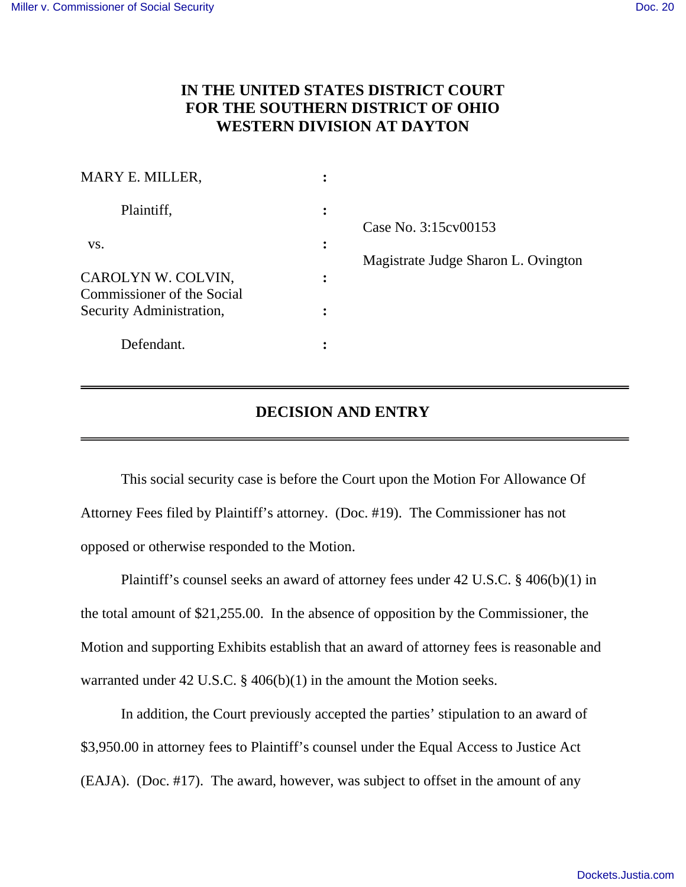# IN THE UNITED STATES DISTRICT COURT FOR THE SOUTHERN DISTRICT OF OHIO WESTERN DIVISION AT DAYTON

| | | |
|---|---|---|
| MARY E. MILLER, | : | |
| Plaintiff, | : | Case No. 3:15cv00153 |
| vs. | : | |
| CAROLYN W. COLVIN, Commissioner of the Social Security Administration, | : | Magistrate Judge Sharon L. Ovington |
| Defendant. | : | |

## DECISION AND ENTRY

This social security case is before the Court upon the Motion For Allowance Of Attorney Fees filed by Plaintiff's attorney. (Doc. #19). The Commissioner has not opposed or otherwise responded to the Motion.

Plaintiff's counsel seeks an award of attorney fees under 42 U.S.C. § 406(b)(1) in the total amount of $21,255.00. In the absence of opposition by the Commissioner, the Motion and supporting Exhibits establish that an award of attorney fees is reasonable and warranted under 42 U.S.C. § 406(b)(1) in the amount the Motion seeks.

In addition, the Court previously accepted the parties' stipulation to an award of $3,950.00 in attorney fees to Plaintiff's counsel under the Equal Access to Justice Act (EAJA). (Doc. #17). The award, however, was subject to offset in the amount of any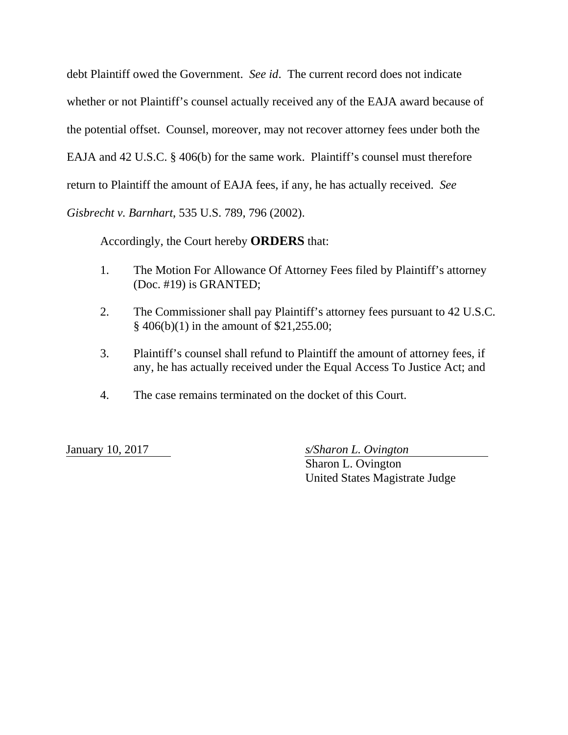debt Plaintiff owed the Government. *See id*. The current record does not indicate whether or not Plaintiff's counsel actually received any of the EAJA award because of the potential offset. Counsel, moreover, may not recover attorney fees under both the EAJA and 42 U.S.C. § 406(b) for the same work. Plaintiff's counsel must therefore return to Plaintiff the amount of EAJA fees, if any, he has actually received. *See Gisbrecht v. Barnhart*, 535 U.S. 789, 796 (2002).

Accordingly, the Court hereby **ORDERS** that:

1. The Motion For Allowance Of Attorney Fees filed by Plaintiff's attorney (Doc. #19) is GRANTED;

2. The Commissioner shall pay Plaintiff's attorney fees pursuant to 42 U.S.C. § 406(b)(1) in the amount of $21,255.00;

3. Plaintiff's counsel shall refund to Plaintiff the amount of attorney fees, if any, he has actually received under the Equal Access To Justice Act; and

4. The case remains terminated on the docket of this Court.

January 10, 2017

*s/Sharon L. Ovington*
Sharon L. Ovington
United States Magistrate Judge